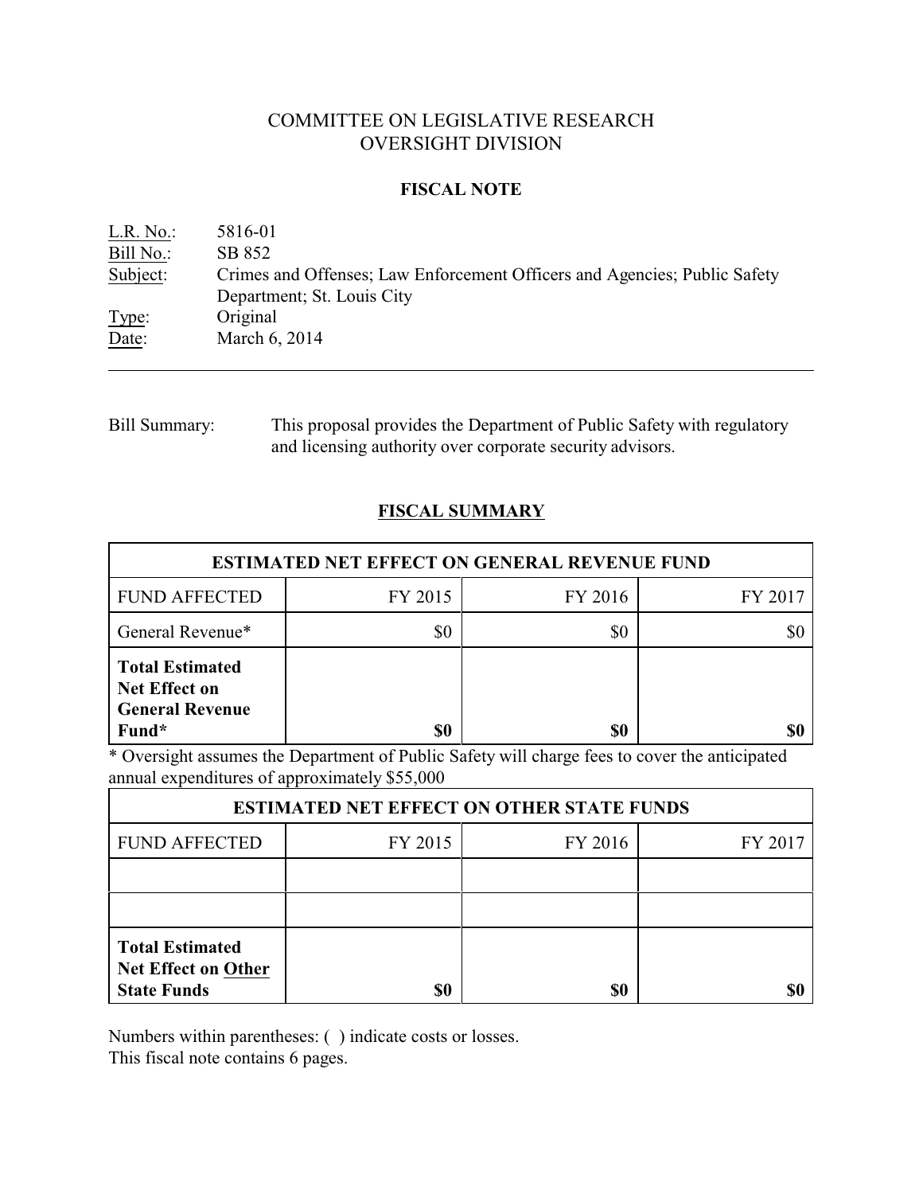# COMMITTEE ON LEGISLATIVE RESEARCH
# OVERSIGHT DIVISION

## FISCAL NOTE

L.R. No.: 5816-01
Bill No.: SB 852
Subject: Crimes and Offenses; Law Enforcement Officers and Agencies; Public Safety Department; St. Louis City
Type: Original
Date: March 6, 2014

---

Bill Summary: This proposal provides the Department of Public Safety with regulatory and licensing authority over corporate security advisors.

## FISCAL SUMMARY

| ESTIMATED NET EFFECT ON GENERAL REVENUE FUND | | | |
|---|---|---|---|
| FUND AFFECTED | FY 2015 | FY 2016 | FY 2017 |
| General Revenue* | $0 | $0 | $0 |
| **Total Estimated Net Effect on General Revenue Fund*** | **$0** | **$0** | **$0** |

* Oversight assumes the Department of Public Safety will charge fees to cover the anticipated annual expenditures of approximately $55,000

| ESTIMATED NET EFFECT ON OTHER STATE FUNDS | | | |
|---|---|---|---|
| FUND AFFECTED | FY 2015 | FY 2016 | FY 2017 |
| | | | |
| | | | |
| **Total Estimated Net Effect on Other State Funds** | **$0** | **$0** | **$0** |

Numbers within parentheses: ( ) indicate costs or losses.
This fiscal note contains 6 pages.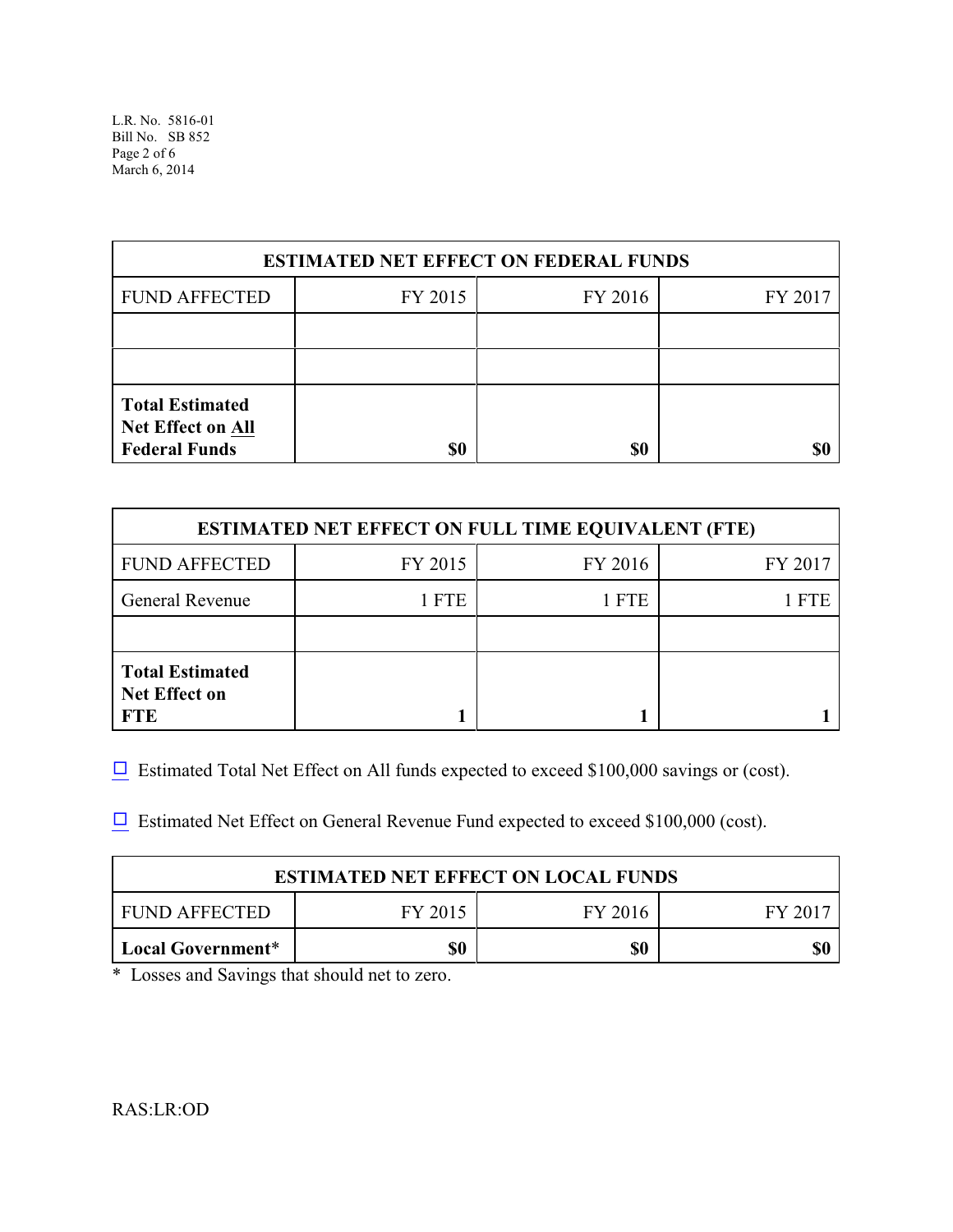| ESTIMATED NET EFFECT ON FEDERAL FUNDS | | | |
|---|---|---|---|
| FUND AFFECTED | FY 2015 | FY 2016 | FY 2017 |
| | | | |
| | | | |
| **Total Estimated Net Effect on All Federal Funds** | **$0** | **$0** | **$0** |

| ESTIMATED NET EFFECT ON FULL TIME EQUIVALENT (FTE) | | | |
|---|---|---|---|
| FUND AFFECTED | FY 2015 | FY 2016 | FY 2017 |
| General Revenue | 1 FTE | 1 FTE | 1 FTE |
| | | | |
| **Total Estimated Net Effect on FTE** | **1** | **1** | **1** |

☐ Estimated Total Net Effect on All funds expected to exceed $100,000 savings or (cost).

☐ Estimated Net Effect on General Revenue Fund expected to exceed $100,000 (cost).

| ESTIMATED NET EFFECT ON LOCAL FUNDS | | | |
|---|---|---|---|
| FUND AFFECTED | FY 2015 | FY 2016 | FY 2017 |
| **Local Government*** | **$0** | **$0** | **$0** |

* Losses and Savings that should net to zero.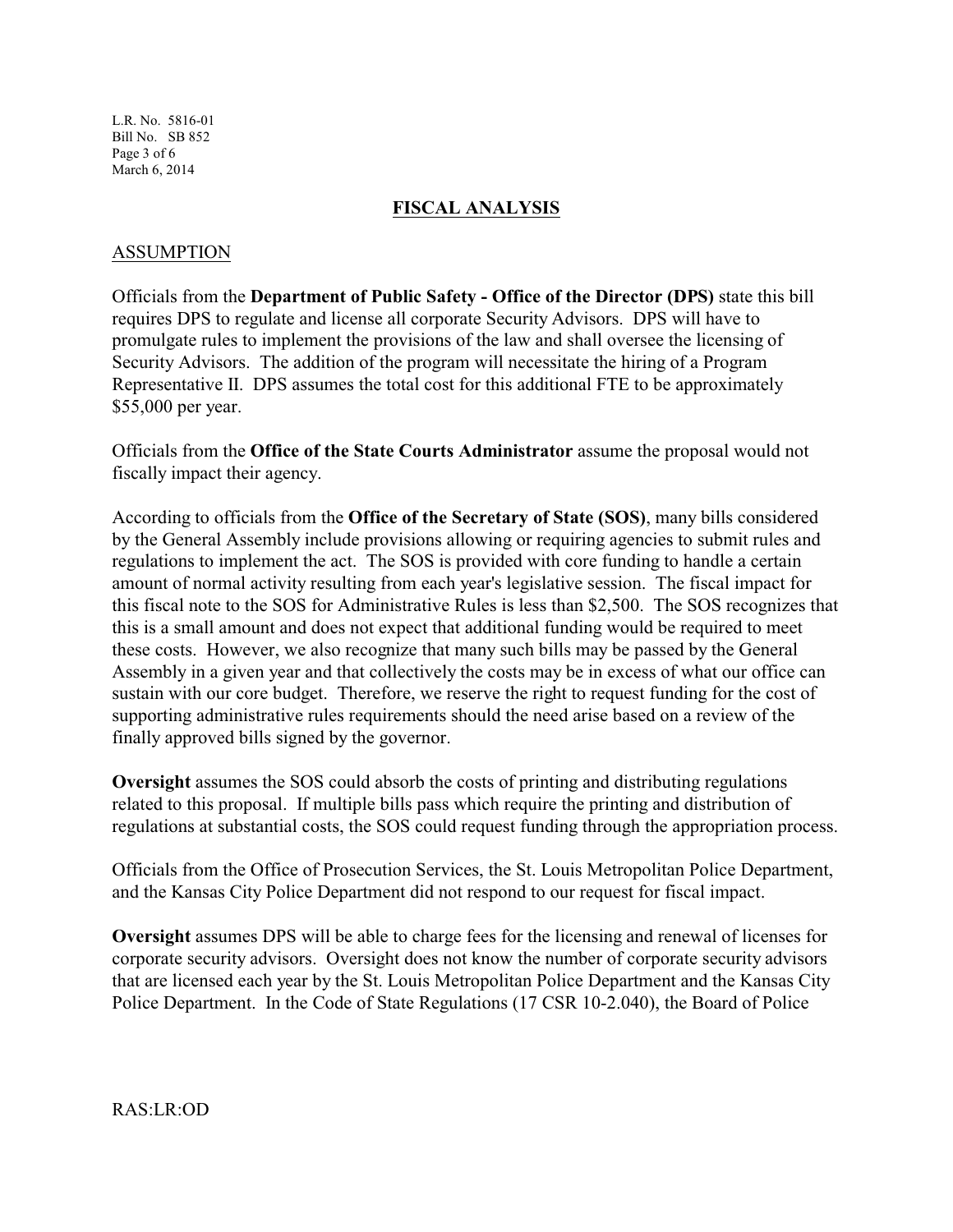## FISCAL ANALYSIS

### ASSUMPTION

Officials from the **Department of Public Safety - Office of the Director (DPS)** state this bill requires DPS to regulate and license all corporate Security Advisors. DPS will have to promulgate rules to implement the provisions of the law and shall oversee the licensing of Security Advisors. The addition of the program will necessitate the hiring of a Program Representative II. DPS assumes the total cost for this additional FTE to be approximately $55,000 per year.

Officials from the **Office of the State Courts Administrator** assume the proposal would not fiscally impact their agency.

According to officials from the **Office of the Secretary of State (SOS)**, many bills considered by the General Assembly include provisions allowing or requiring agencies to submit rules and regulations to implement the act. The SOS is provided with core funding to handle a certain amount of normal activity resulting from each year's legislative session. The fiscal impact for this fiscal note to the SOS for Administrative Rules is less than $2,500. The SOS recognizes that this is a small amount and does not expect that additional funding would be required to meet these costs. However, we also recognize that many such bills may be passed by the General Assembly in a given year and that collectively the costs may be in excess of what our office can sustain with our core budget. Therefore, we reserve the right to request funding for the cost of supporting administrative rules requirements should the need arise based on a review of the finally approved bills signed by the governor.

**Oversight** assumes the SOS could absorb the costs of printing and distributing regulations related to this proposal. If multiple bills pass which require the printing and distribution of regulations at substantial costs, the SOS could request funding through the appropriation process.

Officials from the Office of Prosecution Services, the St. Louis Metropolitan Police Department, and the Kansas City Police Department did not respond to our request for fiscal impact.

**Oversight** assumes DPS will be able to charge fees for the licensing and renewal of licenses for corporate security advisors. Oversight does not know the number of corporate security advisors that are licensed each year by the St. Louis Metropolitan Police Department and the Kansas City Police Department. In the Code of State Regulations (17 CSR 10-2.040), the Board of Police

RAS:LR:OD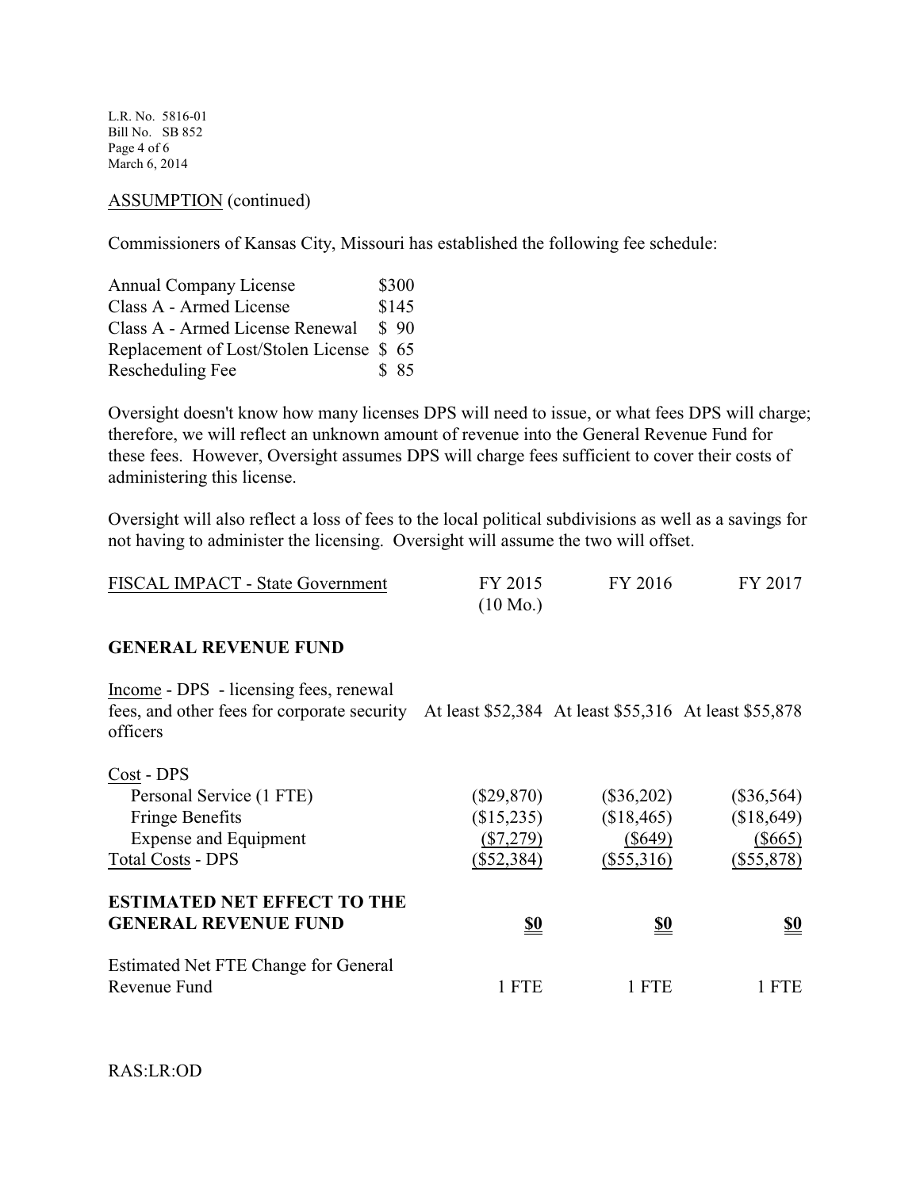ASSUMPTION (continued)

Commissioners of Kansas City, Missouri has established the following fee schedule:

| | |
|---|---|
| Annual Company License | $300 |
| Class A - Armed License | $145 |
| Class A - Armed License Renewal | $ 90 |
| Replacement of Lost/Stolen License | $ 65 |
| Rescheduling Fee | $ 85 |

Oversight doesn't know how many licenses DPS will need to issue, or what fees DPS will charge; therefore, we will reflect an unknown amount of revenue into the General Revenue Fund for these fees. However, Oversight assumes DPS will charge fees sufficient to cover their costs of administering this license.

Oversight will also reflect a loss of fees to the local political subdivisions as well as a savings for not having to administer the licensing. Oversight will assume the two will offset.

| FISCAL IMPACT - State Government | FY 2015 (10 Mo.) | FY 2016 | FY 2017 |
|---|---|---|---|
| **GENERAL REVENUE FUND** | | | |
| Income - DPS - licensing fees, renewal fees, and other fees for corporate security officers | At least $52,384 | At least $55,316 | At least $55,878 |
| Cost - DPS | | | |
| Personal Service (1 FTE) | ($29,870) | ($36,202) | ($36,564) |
| Fringe Benefits | ($15,235) | ($18,465) | ($18,649) |
| Expense and Equipment | ($7,279) | ($649) | ($665) |
| Total Costs - DPS | ($52,384) | ($55,316) | ($55,878) |
| **ESTIMATED NET EFFECT TO THE GENERAL REVENUE FUND** | **$0** | **$0** | **$0** |
| Estimated Net FTE Change for General Revenue Fund | 1 FTE | 1 FTE | 1 FTE |

RAS:LR:OD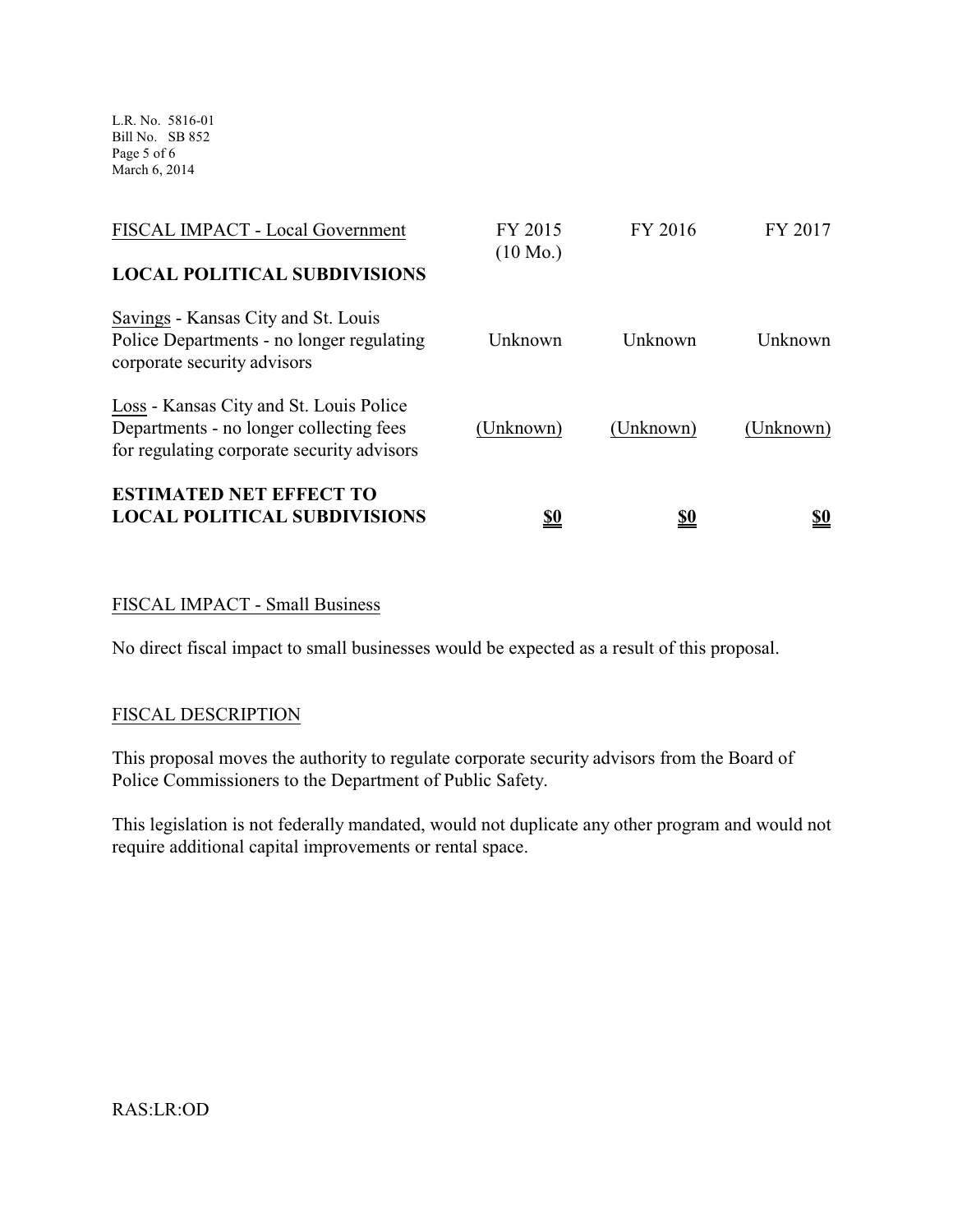| FISCAL IMPACT - Local Government | FY 2015 (10 Mo.) | FY 2016 | FY 2017 |
|---|---|---|---|
| **LOCAL POLITICAL SUBDIVISIONS** | | | |
| Savings - Kansas City and St. Louis Police Departments - no longer regulating corporate security advisors | Unknown | Unknown | Unknown |
| Loss - Kansas City and St. Louis Police Departments - no longer collecting fees for regulating corporate security advisors | (Unknown) | (Unknown) | (Unknown) |
| **ESTIMATED NET EFFECT TO LOCAL POLITICAL SUBDIVISIONS** | **$0** | **$0** | **$0** |

FISCAL IMPACT - Small Business

No direct fiscal impact to small businesses would be expected as a result of this proposal.

FISCAL DESCRIPTION

This proposal moves the authority to regulate corporate security advisors from the Board of Police Commissioners to the Department of Public Safety.

This legislation is not federally mandated, would not duplicate any other program and would not require additional capital improvements or rental space.

RAS:LR:OD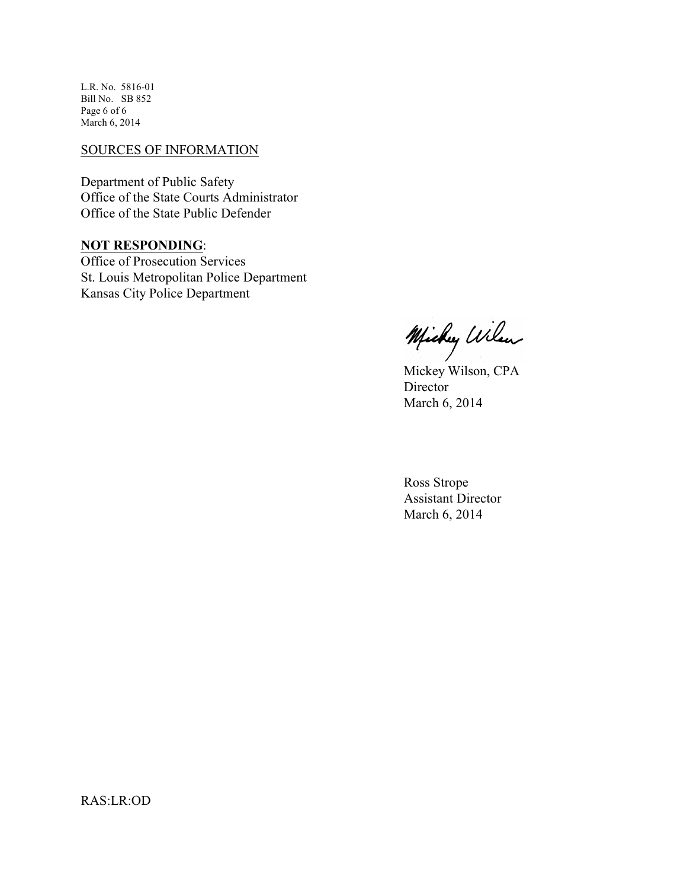SOURCES OF INFORMATION

Department of Public Safety
Office of the State Courts Administrator
Office of the State Public Defender

**NOT RESPONDING**:
Office of Prosecution Services
St. Louis Metropolitan Police Department
Kansas City Police Department

Mickey Wilson, CPA
Director
March 6, 2014

Ross Strope
Assistant Director
March 6, 2014

RAS:LR:OD